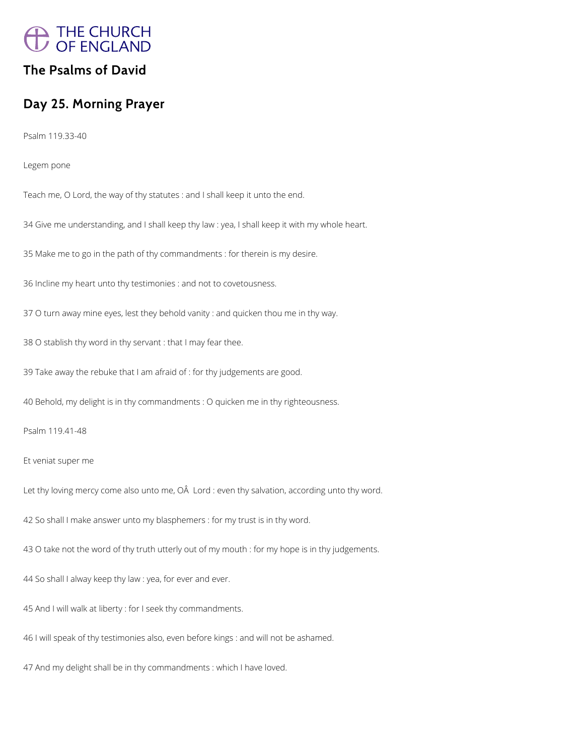THE CHURCH OF ENGLAND

## The Psalms of David

## Day 25. Morning Prayer

Psalm 119.33-40

Legem pone

Teach me, O Lord, the way of thy statutes : and I shall keep it unto the end.

34 Give me understanding, and I shall keep thy law : yea, I shall keep it with my whole heart.

35 Make me to go in the path of thy commandments : for therein is my desire.

36 Incline my heart unto thy testimonies : and not to covetousness.

37 O turn away mine eyes, lest they behold vanity : and quicken thou me in thy way.

38 O stablish thy word in thy servant : that I may fear thee.

39 Take away the rebuke that I am afraid of : for thy judgements are good.

40 Behold, my delight is in thy commandments : O quicken me in thy righteousness.

Psalm 119.41-48

Et veniat super me

Let thy loving mercy come also unto me, OÂ  Lord : even thy salvation, according unto thy word.

42 So shall I make answer unto my blasphemers : for my trust is in thy word.

43 O take not the word of thy truth utterly out of my mouth : for my hope is in thy judgements.

44 So shall I alway keep thy law : yea, for ever and ever.

45 And I will walk at liberty : for I seek thy commandments.

46 I will speak of thy testimonies also, even before kings : and will not be ashamed.

47 And my delight shall be in thy commandments : which I have loved.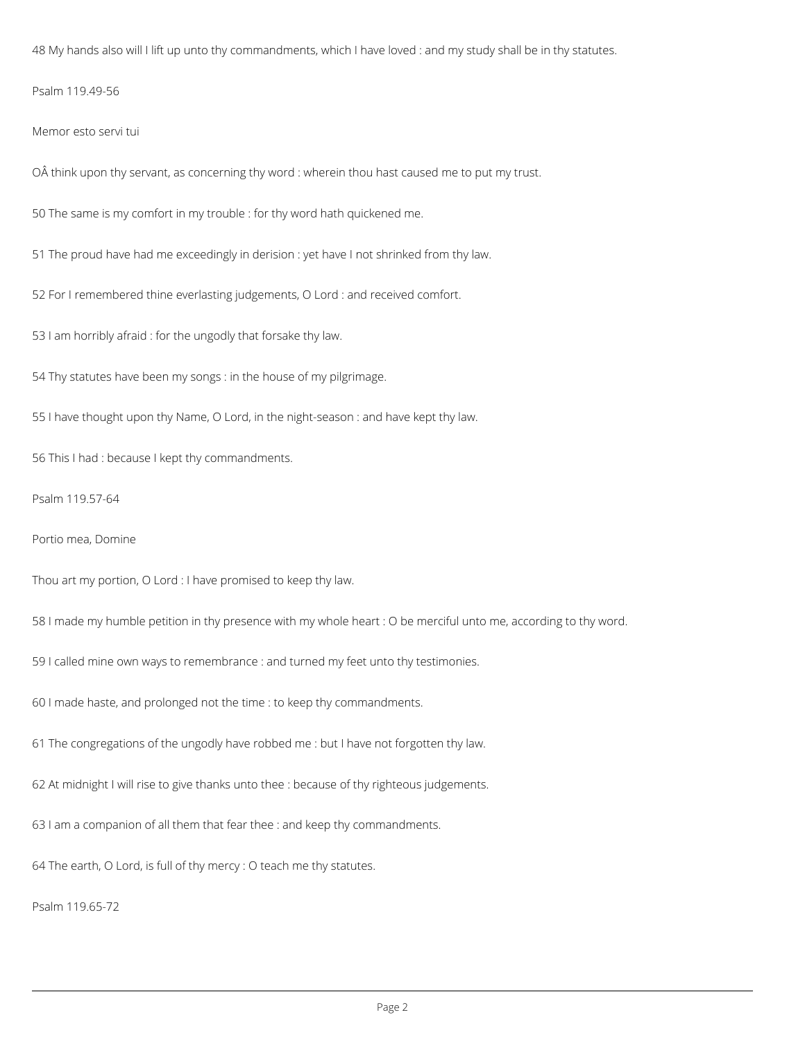48 My hands also will I lift up unto thy commandments, which I have loved : and my study shall be in thy statutes.

Psalm 119.49-56

Memor esto servi tui

OÂ think upon thy servant, as concerning thy word : wherein thou hast caused me to put my trust.

50 The same is my comfort in my trouble : for thy word hath quickened me.

51 The proud have had me exceedingly in derision : yet have I not shrinked from thy law.

52 For I remembered thine everlasting judgements, O Lord : and received comfort.

53 I am horribly afraid : for the ungodly that forsake thy law.

54 Thy statutes have been my songs : in the house of my pilgrimage.

55 I have thought upon thy Name, O Lord, in the night-season : and have kept thy law.

56 This I had : because I kept thy commandments.

Psalm 119.57-64

Portio mea, Domine

Thou art my portion, O Lord : I have promised to keep thy law.

58 I made my humble petition in thy presence with my whole heart : O be merciful unto me, according to thy word.

59 I called mine own ways to remembrance : and turned my feet unto thy testimonies.

60 I made haste, and prolonged not the time : to keep thy commandments.

61 The congregations of the ungodly have robbed me : but I have not forgotten thy law.

62 At midnight I will rise to give thanks unto thee : because of thy righteous judgements.

63 I am a companion of all them that fear thee : and keep thy commandments.

64 The earth, O Lord, is full of thy mercy : O teach me thy statutes.

Psalm 119.65-72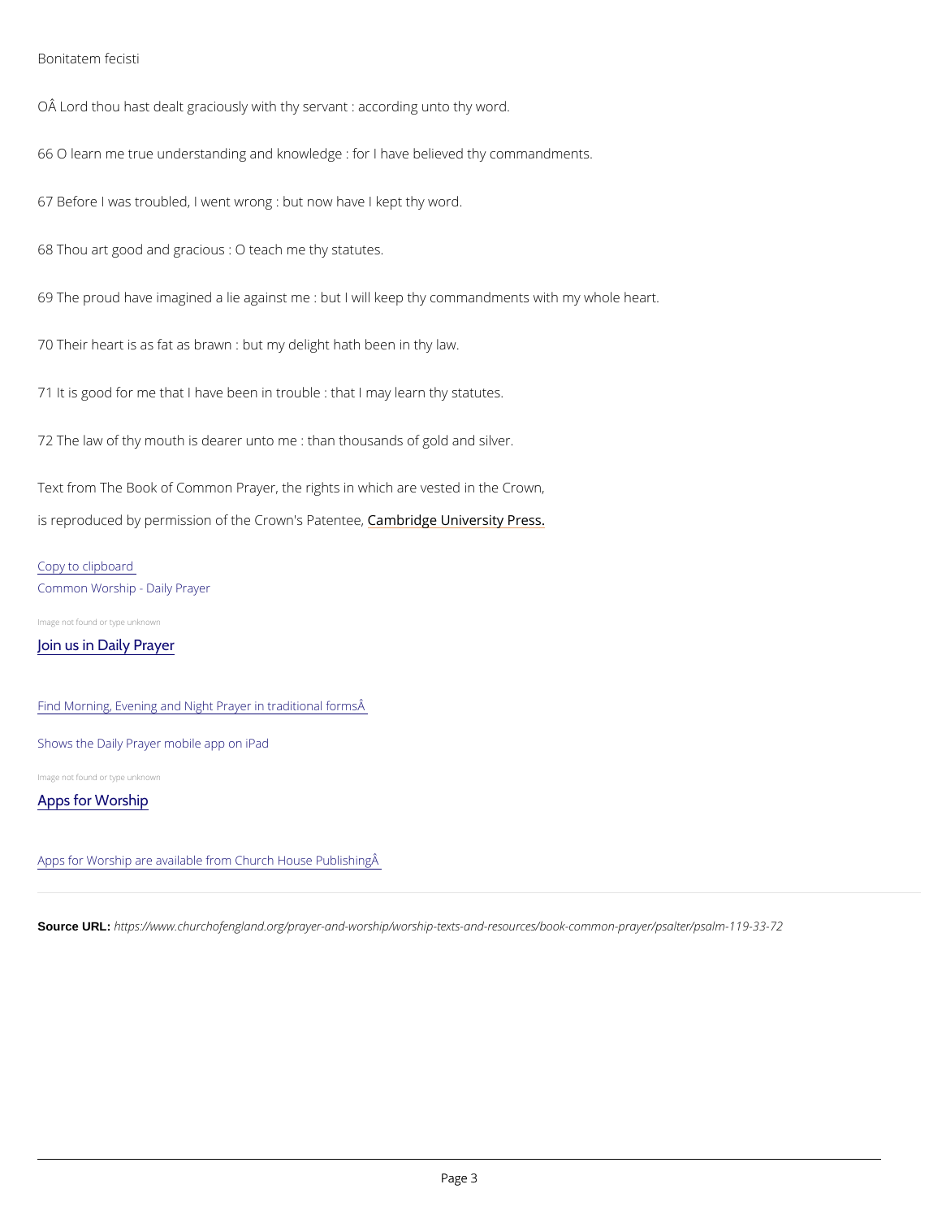Bonitatem fecisti

OÂ Lord thou hast dealt graciously with thy servant : according unto thy word.

66 O learn me true understanding and knowledge : for I have believed thy commandments.

67 Before I was troubled, I went wrong : but now have I kept thy word.

68 Thou art good and gracious : O teach me thy statutes.

69 The proud have imagined a lie against me : but I will keep thy commandments with my whole heart.

70 Their heart is as fat as brawn : but my delight hath been in thy law.

71 It is good for me that I have been in trouble : that I may learn thy statutes.

72 The law of thy mouth is dearer unto me : than thousands of gold and silver.

Text from The Book of Common Prayer, the rights in which are vested in the Crown, is reproduced by permission of the Crown's Patentee, Cambridge University Press.

Copy to clipboard

Common Worship - Daily Prayer

Image not found or type unknown

Join us in Daily Prayer

Find Morning, Evening and Night Prayer in traditional formsÂ

Shows the Daily Prayer mobile app on iPad

Image not found or type unknown

Apps for Worship

Apps for Worship are available from Church House PublishingÂ

---

**Source URL:** https://www.churchofengland.org/prayer-and-worship/worship-texts-and-resources/book-common-prayer/psalter/psalm-119-33-72